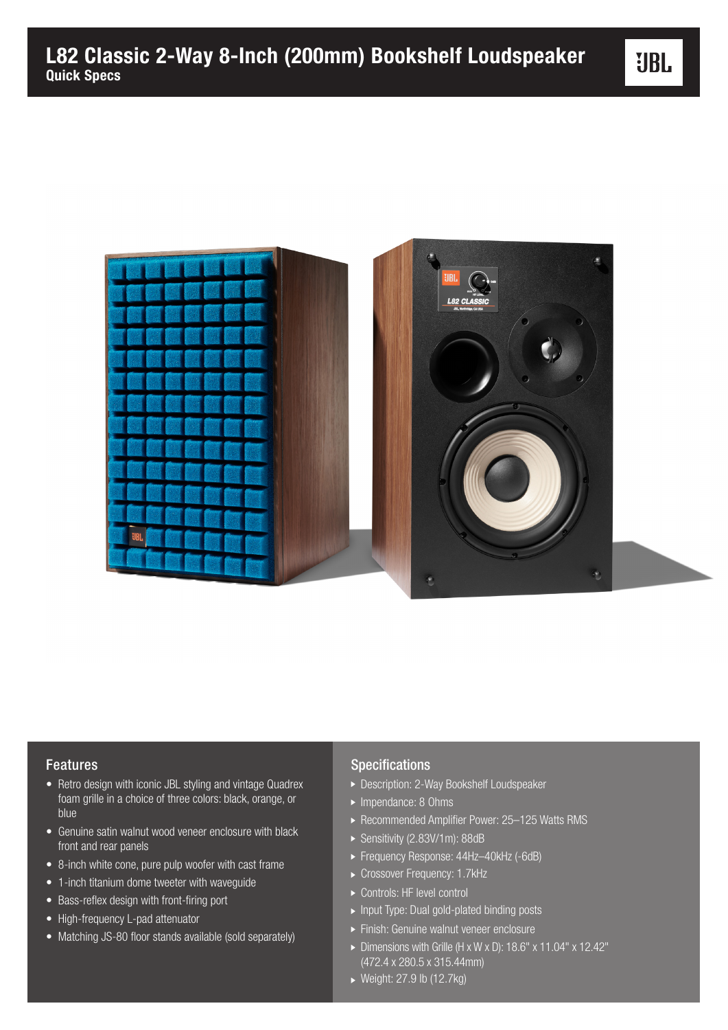# L82 Classic 2-Way 8-Inch (200mm) Bookshelf Loudspeaker

**Quick Specs**

## Features

- Retro design with iconic JBL styling and vintage Quadrex foam grille in a choice of three colors: black, orange, or blue
- Genuine satin walnut wood veneer enclosure with black front and rear panels
- 8-inch white cone, pure pulp woofer with cast frame
- 1-inch titanium dome tweeter with waveguide
- Bass-reflex design with front-firing port
- High-frequency L-pad attenuator
- Matching JS-80 floor stands available (sold separately)

## Specifications

- Description: 2-Way Bookshelf Loudspeaker
- Impendance: 8 Ohms
- Recommended Amplifier Power: 25–125 Watts RMS
- Sensitivity (2.83V/1m): 88dB
- Frequency Response: 44Hz–40kHz (-6dB)
- Crossover Frequency: 1.7kHz
- Controls: HF level control
- Input Type: Dual gold-plated binding posts
- Finish: Genuine walnut veneer enclosure
- Dimensions with Grille (H x W x D): 18.6" x 11.04" x 12.42" (472.4 x 280.5 x 315.44mm)
- Weight: 27.9 lb (12.7kg)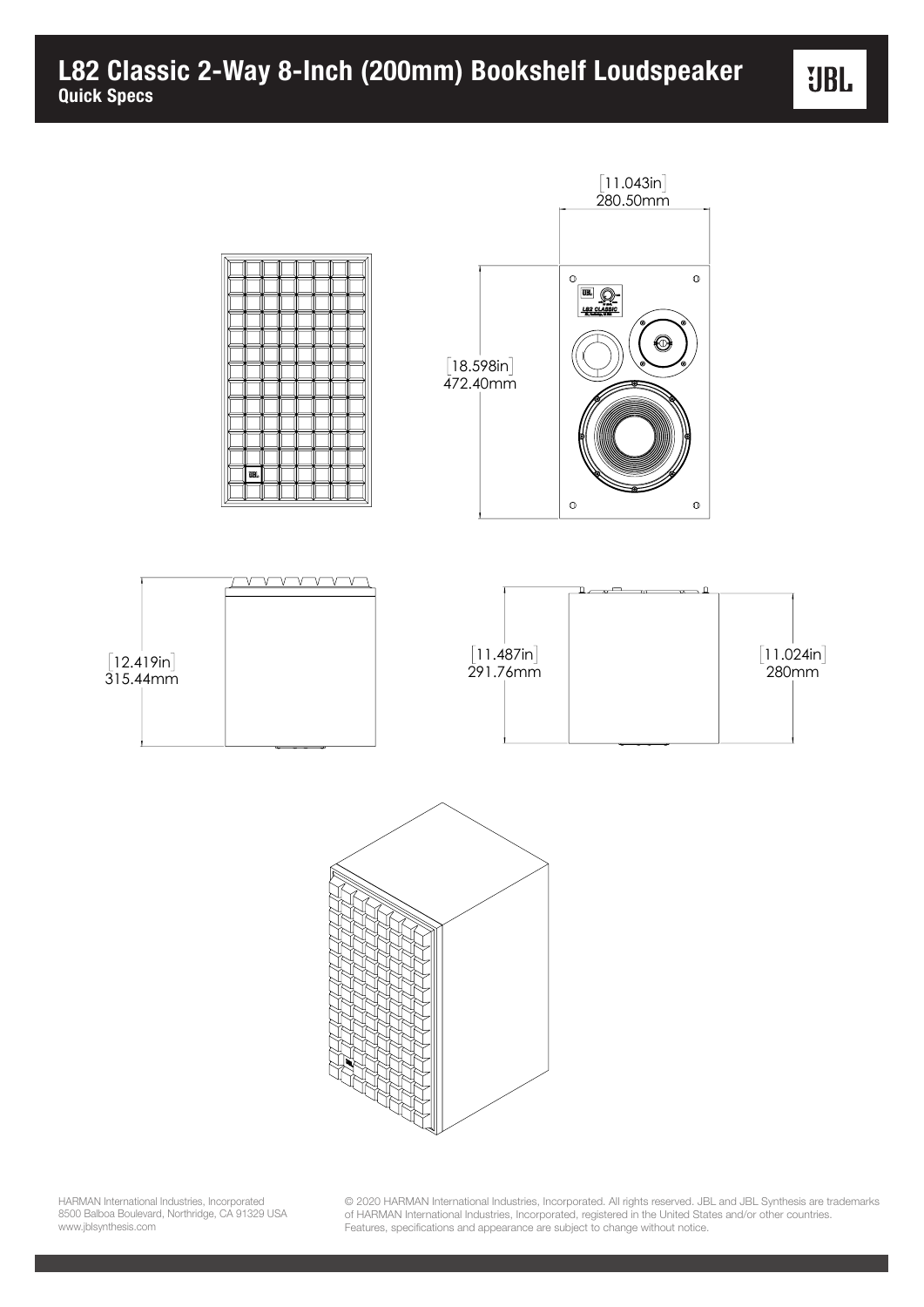# L82 Classic 2-Way 8-Inch (200mm) Bookshelf Loudspeaker

**Quick Specs**

[11.043in]
280.50mm

[18.598in]
472.40mm

[12.419in]
315.44mm

[11.487in]
291.76mm

[11.024in]
280mm

HARMAN International Industries, Incorporated
8500 Balboa Boulevard, Northridge, CA 91329 USA
www.jblsynthesis.com

© 2020 HARMAN International Industries, Incorporated. All rights reserved. JBL and JBL Synthesis are trademarks of HARMAN International Industries, Incorporated, registered in the United States and/or other countries. Features, specifications and appearance are subject to change without notice.